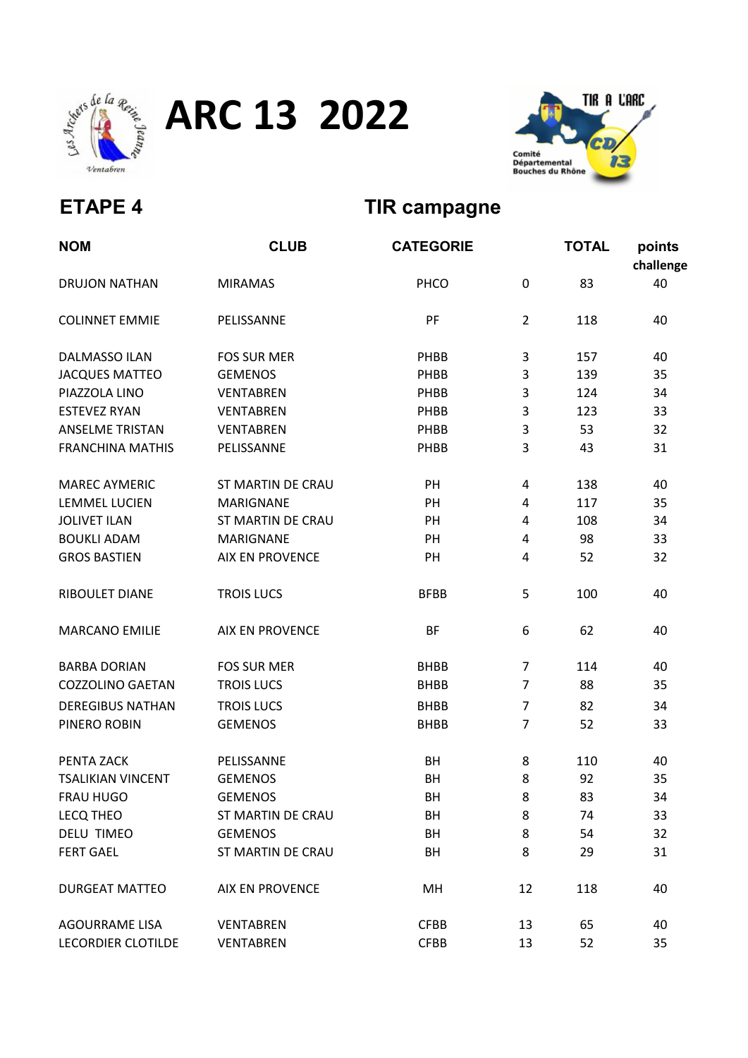# ARC 13 2022

## ETAPE 4

## TIR campagne

| NOM | CLUB | CATEGORIE | | TOTAL | points challenge |
|---|---|---|---|---|---|
| DRUJON NATHAN | MIRAMAS | PHCO | 0 | 83 | 40 |
| | | | | | |
| COLINNET EMMIE | PELISSANNE | PF | 2 | 118 | 40 |
| | | | | | |
| DALMASSO ILAN | FOS SUR MER | PHBB | 3 | 157 | 40 |
| JACQUES MATTEO | GEMENOS | PHBB | 3 | 139 | 35 |
| PIAZZOLA LINO | VENTABREN | PHBB | 3 | 124 | 34 |
| ESTEVEZ RYAN | VENTABREN | PHBB | 3 | 123 | 33 |
| ANSELME TRISTAN | VENTABREN | PHBB | 3 | 53 | 32 |
| FRANCHINA MATHIS | PELISSANNE | PHBB | 3 | 43 | 31 |
| | | | | | |
| MAREC AYMERIC | ST MARTIN DE CRAU | PH | 4 | 138 | 40 |
| LEMMEL LUCIEN | MARIGNANE | PH | 4 | 117 | 35 |
| JOLIVET ILAN | ST MARTIN DE CRAU | PH | 4 | 108 | 34 |
| BOUKLI ADAM | MARIGNANE | PH | 4 | 98 | 33 |
| GROS BASTIEN | AIX EN PROVENCE | PH | 4 | 52 | 32 |
| | | | | | |
| RIBOULET DIANE | TROIS LUCS | BFBB | 5 | 100 | 40 |
| | | | | | |
| MARCANO EMILIE | AIX EN PROVENCE | BF | 6 | 62 | 40 |
| | | | | | |
| BARBA DORIAN | FOS SUR MER | BHBB | 7 | 114 | 40 |
| COZZOLINO GAETAN | TROIS LUCS | BHBB | 7 | 88 | 35 |
| DEREGIBUS NATHAN | TROIS LUCS | BHBB | 7 | 82 | 34 |
| PINERO ROBIN | GEMENOS | BHBB | 7 | 52 | 33 |
| | | | | | |
| PENTA ZACK | PELISSANNE | BH | 8 | 110 | 40 |
| TSALIKIAN VINCENT | GEMENOS | BH | 8 | 92 | 35 |
| FRAU HUGO | GEMENOS | BH | 8 | 83 | 34 |
| LECQ THEO | ST MARTIN DE CRAU | BH | 8 | 74 | 33 |
| DELU TIMEO | GEMENOS | BH | 8 | 54 | 32 |
| FERT GAEL | ST MARTIN DE CRAU | BH | 8 | 29 | 31 |
| | | | | | |
| DURGEAT MATTEO | AIX EN PROVENCE | MH | 12 | 118 | 40 |
| | | | | | |
| AGOURRAME LISA | VENTABREN | CFBB | 13 | 65 | 40 |
| LECORDIER CLOTILDE | VENTABREN | CFBB | 13 | 52 | 35 |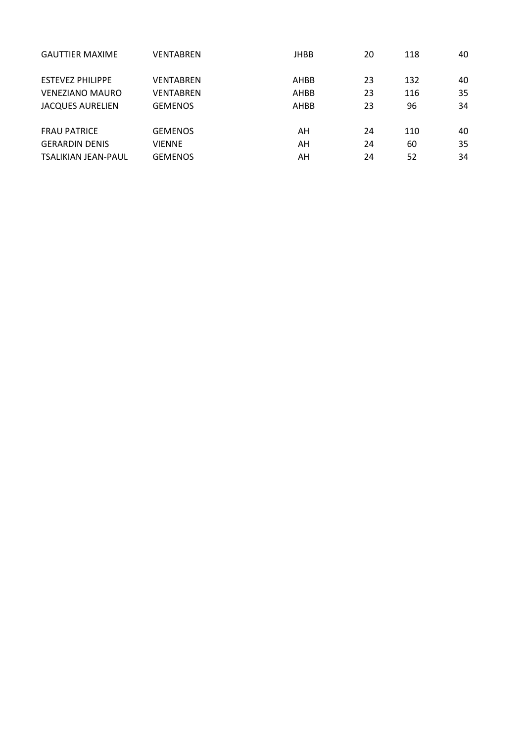| | | | | | |
|---|---|---|---|---|---|
| GAUTTIER MAXIME | VENTABREN | JHBB | 20 | 118 | 40 |
| ESTEVEZ PHILIPPE | VENTABREN | AHBB | 23 | 132 | 40 |
| VENEZIANO MAURO | VENTABREN | AHBB | 23 | 116 | 35 |
| JACQUES AURELIEN | GEMENOS | AHBB | 23 | 96 | 34 |
| FRAU PATRICE | GEMENOS | AH | 24 | 110 | 40 |
| GERARDIN DENIS | VIENNE | AH | 24 | 60 | 35 |
| TSALIKIAN JEAN-PAUL | GEMENOS | AH | 24 | 52 | 34 |